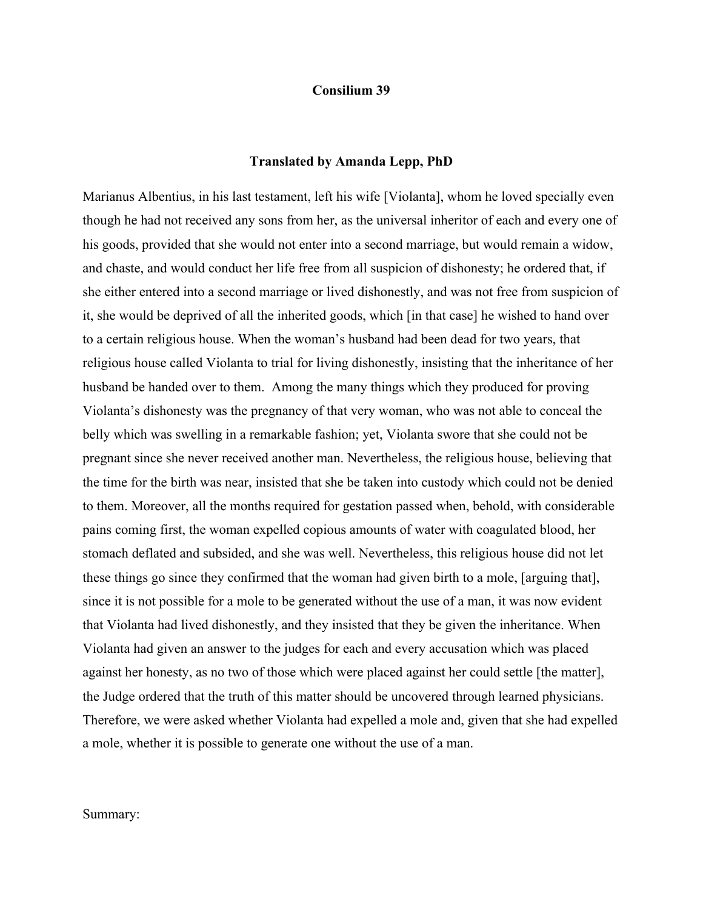# Consilium 39

### Translated by Amanda Lepp, PhD

Marianus Albentius, in his last testament, left his wife [Violanta], whom he loved specially even though he had not received any sons from her, as the universal inheritor of each and every one of his goods, provided that she would not enter into a second marriage, but would remain a widow, and chaste, and would conduct her life free from all suspicion of dishonesty; he ordered that, if she either entered into a second marriage or lived dishonestly, and was not free from suspicion of it, she would be deprived of all the inherited goods, which [in that case] he wished to hand over to a certain religious house. When the woman's husband had been dead for two years, that religious house called Violanta to trial for living dishonestly, insisting that the inheritance of her husband be handed over to them. Among the many things which they produced for proving Violanta's dishonesty was the pregnancy of that very woman, who was not able to conceal the belly which was swelling in a remarkable fashion; yet, Violanta swore that she could not be pregnant since she never received another man. Nevertheless, the religious house, believing that the time for the birth was near, insisted that she be taken into custody which could not be denied to them. Moreover, all the months required for gestation passed when, behold, with considerable pains coming first, the woman expelled copious amounts of water with coagulated blood, her stomach deflated and subsided, and she was well. Nevertheless, this religious house did not let these things go since they confirmed that the woman had given birth to a mole, [arguing that], since it is not possible for a mole to be generated without the use of a man, it was now evident that Violanta had lived dishonestly, and they insisted that they be given the inheritance. When Violanta had given an answer to the judges for each and every accusation which was placed against her honesty, as no two of those which were placed against her could settle [the matter], the Judge ordered that the truth of this matter should be uncovered through learned physicians. Therefore, we were asked whether Violanta had expelled a mole and, given that she had expelled a mole, whether it is possible to generate one without the use of a man.

Summary: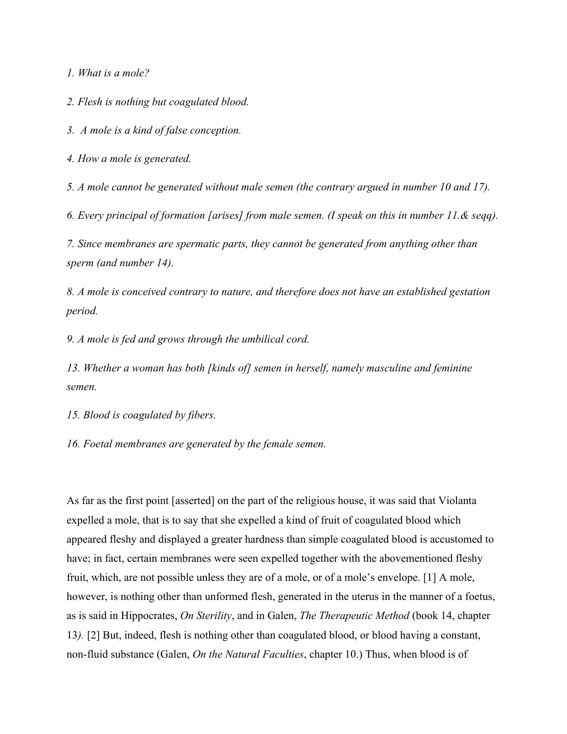*1. What is a mole?*

*2. Flesh is nothing but coagulated blood.*

*3.  A mole is a kind of false conception.*

*4. How a mole is generated.*

*5. A mole cannot be generated without male semen (the contrary argued in number 10 and 17).*

*6. Every principal of formation [arises] from male semen. (I speak on this in number 11.& seqq).*

*7. Since membranes are spermatic parts, they cannot be generated from anything other than sperm (and number 14).*

*8. A mole is conceived contrary to nature, and therefore does not have an established gestation period.*

*9. A mole is fed and grows through the umbilical cord.*

*13. Whether a woman has both [kinds of] semen in herself, namely masculine and feminine semen.*

*15. Blood is coagulated by fibers.*

*16. Foetal membranes are generated by the female semen.*

As far as the first point [asserted] on the part of the religious house, it was said that Violanta expelled a mole, that is to say that she expelled a kind of fruit of coagulated blood which appeared fleshy and displayed a greater hardness than simple coagulated blood is accustomed to have; in fact, certain membranes were seen expelled together with the abovementioned fleshy fruit, which, are not possible unless they are of a mole, or of a mole's envelope. [1] A mole, however, is nothing other than unformed flesh, generated in the uterus in the manner of a foetus, as is said in Hippocrates, *On Sterility*, and in Galen, *The Therapeutic Method* (book 14, chapter 13*).* [2] But, indeed, flesh is nothing other than coagulated blood, or blood having a constant, non-fluid substance (Galen, *On the Natural Faculties*, chapter 10.) Thus, when blood is of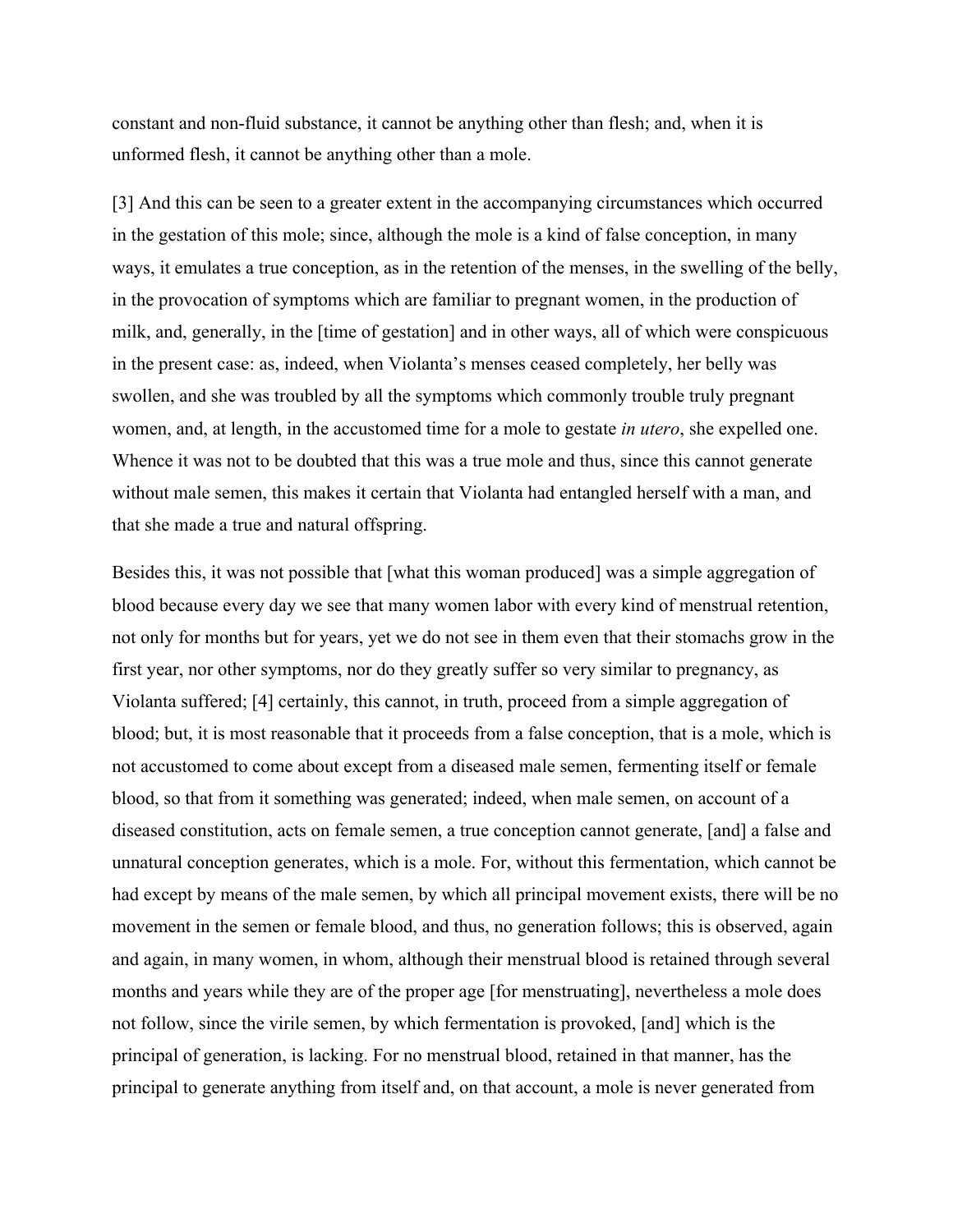constant and non-fluid substance, it cannot be anything other than flesh; and, when it is unformed flesh, it cannot be anything other than a mole.

[3] And this can be seen to a greater extent in the accompanying circumstances which occurred in the gestation of this mole; since, although the mole is a kind of false conception, in many ways, it emulates a true conception, as in the retention of the menses, in the swelling of the belly, in the provocation of symptoms which are familiar to pregnant women, in the production of milk, and, generally, in the [time of gestation] and in other ways, all of which were conspicuous in the present case: as, indeed, when Violanta's menses ceased completely, her belly was swollen, and she was troubled by all the symptoms which commonly trouble truly pregnant women, and, at length, in the accustomed time for a mole to gestate *in utero*, she expelled one. Whence it was not to be doubted that this was a true mole and thus, since this cannot generate without male semen, this makes it certain that Violanta had entangled herself with a man, and that she made a true and natural offspring.

Besides this, it was not possible that [what this woman produced] was a simple aggregation of blood because every day we see that many women labor with every kind of menstrual retention, not only for months but for years, yet we do not see in them even that their stomachs grow in the first year, nor other symptoms, nor do they greatly suffer so very similar to pregnancy, as Violanta suffered; [4] certainly, this cannot, in truth, proceed from a simple aggregation of blood; but, it is most reasonable that it proceeds from a false conception, that is a mole, which is not accustomed to come about except from a diseased male semen, fermenting itself or female blood, so that from it something was generated; indeed, when male semen, on account of a diseased constitution, acts on female semen, a true conception cannot generate, [and] a false and unnatural conception generates, which is a mole. For, without this fermentation, which cannot be had except by means of the male semen, by which all principal movement exists, there will be no movement in the semen or female blood, and thus, no generation follows; this is observed, again and again, in many women, in whom, although their menstrual blood is retained through several months and years while they are of the proper age [for menstruating], nevertheless a mole does not follow, since the virile semen, by which fermentation is provoked, [and] which is the principal of generation, is lacking. For no menstrual blood, retained in that manner, has the principal to generate anything from itself and, on that account, a mole is never generated from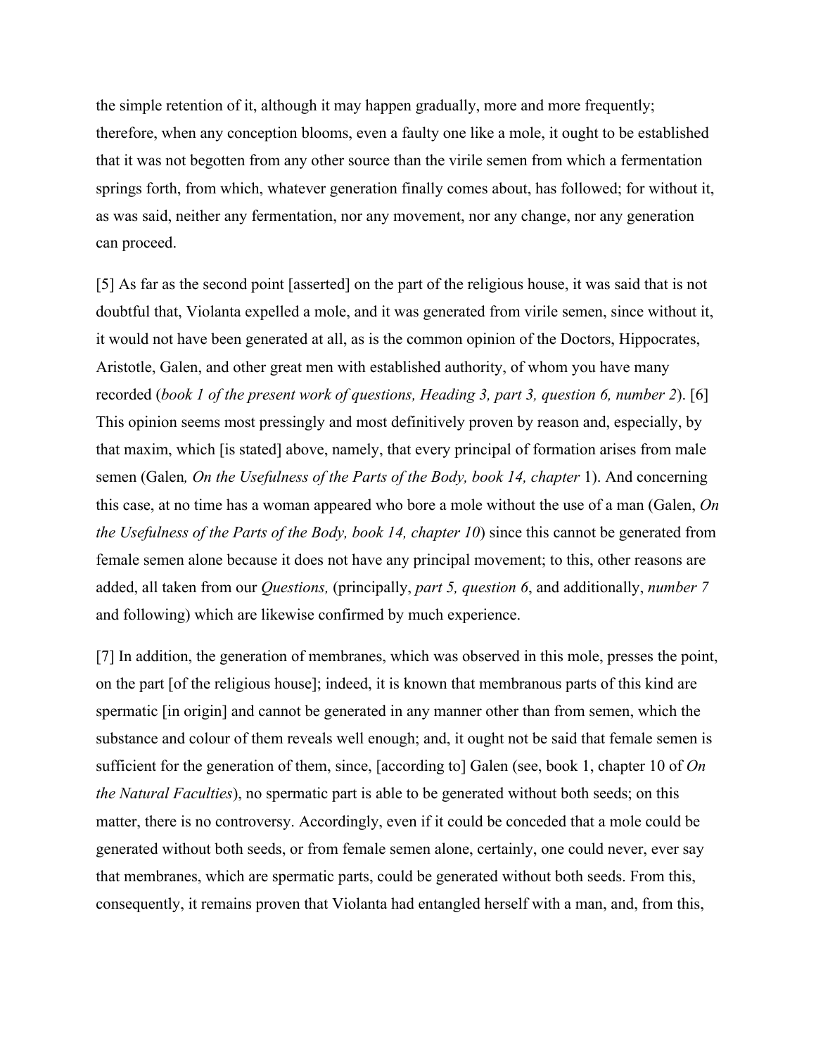the simple retention of it, although it may happen gradually, more and more frequently; therefore, when any conception blooms, even a faulty one like a mole, it ought to be established that it was not begotten from any other source than the virile semen from which a fermentation springs forth, from which, whatever generation finally comes about, has followed; for without it, as was said, neither any fermentation, nor any movement, nor any change, nor any generation can proceed.

[5] As far as the second point [asserted] on the part of the religious house, it was said that is not doubtful that, Violanta expelled a mole, and it was generated from virile semen, since without it, it would not have been generated at all, as is the common opinion of the Doctors, Hippocrates, Aristotle, Galen, and other great men with established authority, of whom you have many recorded (*book 1 of the present work of questions, Heading 3, part 3, question 6, number 2*). [6] This opinion seems most pressingly and most definitively proven by reason and, especially, by that maxim, which [is stated] above, namely, that every principal of formation arises from male semen (Galen*, On the Usefulness of the Parts of the Body, book 14, chapter* 1). And concerning this case, at no time has a woman appeared who bore a mole without the use of a man (Galen, *On the Usefulness of the Parts of the Body, book 14, chapter 10*) since this cannot be generated from female semen alone because it does not have any principal movement; to this, other reasons are added, all taken from our *Questions,* (principally, *part 5, question 6*, and additionally, *number 7* and following) which are likewise confirmed by much experience.

[7] In addition, the generation of membranes, which was observed in this mole, presses the point, on the part [of the religious house]; indeed, it is known that membranous parts of this kind are spermatic [in origin] and cannot be generated in any manner other than from semen, which the substance and colour of them reveals well enough; and, it ought not be said that female semen is sufficient for the generation of them, since, [according to] Galen (see, book 1, chapter 10 of *On the Natural Faculties*), no spermatic part is able to be generated without both seeds; on this matter, there is no controversy. Accordingly, even if it could be conceded that a mole could be generated without both seeds, or from female semen alone, certainly, one could never, ever say that membranes, which are spermatic parts, could be generated without both seeds. From this, consequently, it remains proven that Violanta had entangled herself with a man, and, from this,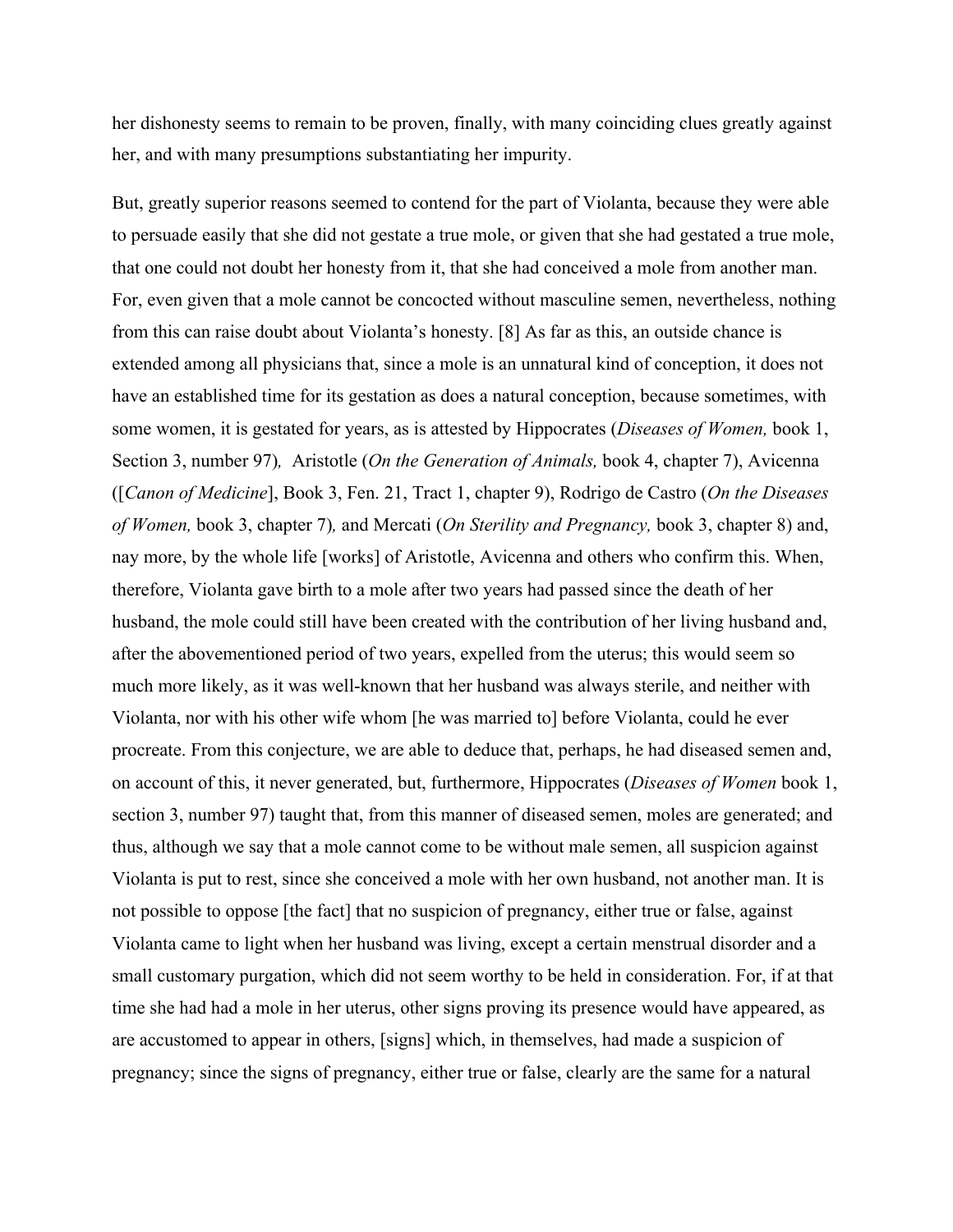her dishonesty seems to remain to be proven, finally, with many coinciding clues greatly against her, and with many presumptions substantiating her impurity.

But, greatly superior reasons seemed to contend for the part of Violanta, because they were able to persuade easily that she did not gestate a true mole, or given that she had gestated a true mole, that one could not doubt her honesty from it, that she had conceived a mole from another man. For, even given that a mole cannot be concocted without masculine semen, nevertheless, nothing from this can raise doubt about Violanta's honesty. [8] As far as this, an outside chance is extended among all physicians that, since a mole is an unnatural kind of conception, it does not have an established time for its gestation as does a natural conception, because sometimes, with some women, it is gestated for years, as is attested by Hippocrates (*Diseases of Women,* book 1, Section 3, number 97), Aristotle (*On the Generation of Animals,* book 4, chapter 7), Avicenna ([*Canon of Medicine*], Book 3, Fen. 21, Tract 1, chapter 9), Rodrigo de Castro (*On the Diseases of Women,* book 3, chapter 7), and Mercati (*On Sterility and Pregnancy,* book 3, chapter 8) and, nay more, by the whole life [works] of Aristotle, Avicenna and others who confirm this. When, therefore, Violanta gave birth to a mole after two years had passed since the death of her husband, the mole could still have been created with the contribution of her living husband and, after the abovementioned period of two years, expelled from the uterus; this would seem so much more likely, as it was well-known that her husband was always sterile, and neither with Violanta, nor with his other wife whom [he was married to] before Violanta, could he ever procreate. From this conjecture, we are able to deduce that, perhaps, he had diseased semen and, on account of this, it never generated, but, furthermore, Hippocrates (*Diseases of Women* book 1, section 3, number 97) taught that, from this manner of diseased semen, moles are generated; and thus, although we say that a mole cannot come to be without male semen, all suspicion against Violanta is put to rest, since she conceived a mole with her own husband, not another man. It is not possible to oppose [the fact] that no suspicion of pregnancy, either true or false, against Violanta came to light when her husband was living, except a certain menstrual disorder and a small customary purgation, which did not seem worthy to be held in consideration. For, if at that time she had had a mole in her uterus, other signs proving its presence would have appeared, as are accustomed to appear in others, [signs] which, in themselves, had made a suspicion of pregnancy; since the signs of pregnancy, either true or false, clearly are the same for a natural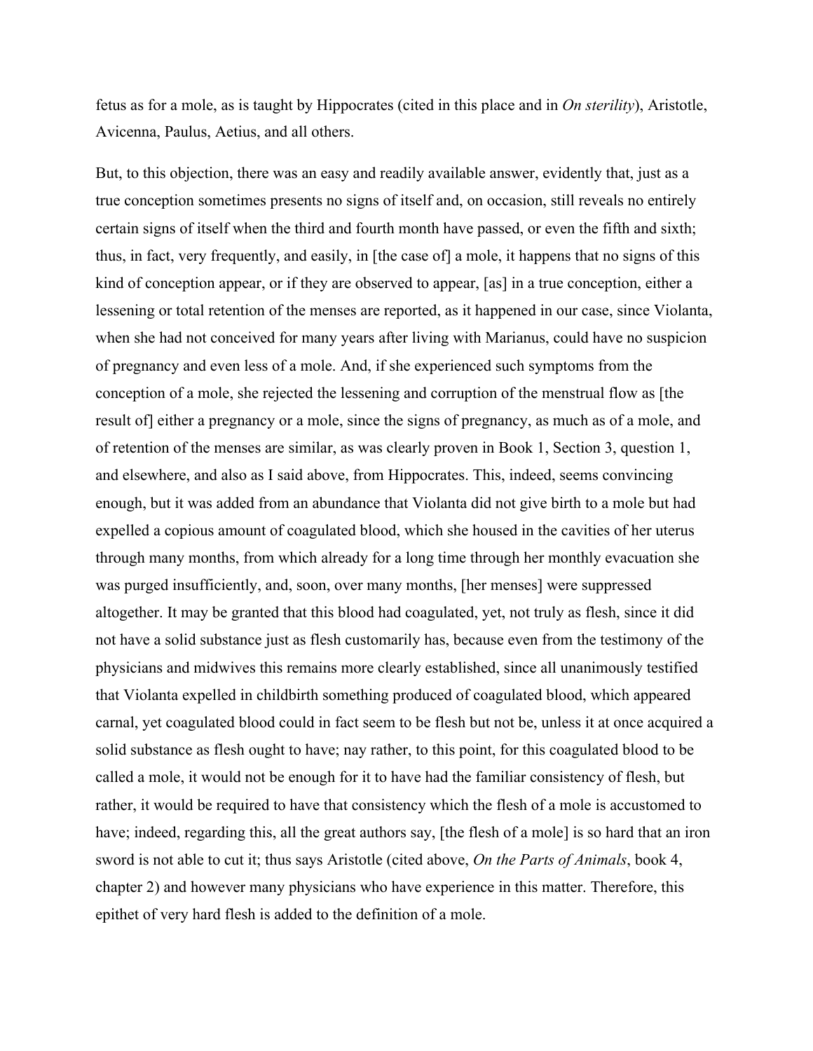fetus as for a mole, as is taught by Hippocrates (cited in this place and in *On sterility*), Aristotle, Avicenna, Paulus, Aetius, and all others.

But, to this objection, there was an easy and readily available answer, evidently that, just as a true conception sometimes presents no signs of itself and, on occasion, still reveals no entirely certain signs of itself when the third and fourth month have passed, or even the fifth and sixth; thus, in fact, very frequently, and easily, in [the case of] a mole, it happens that no signs of this kind of conception appear, or if they are observed to appear, [as] in a true conception, either a lessening or total retention of the menses are reported, as it happened in our case, since Violanta, when she had not conceived for many years after living with Marianus, could have no suspicion of pregnancy and even less of a mole. And, if she experienced such symptoms from the conception of a mole, she rejected the lessening and corruption of the menstrual flow as [the result of] either a pregnancy or a mole, since the signs of pregnancy, as much as of a mole, and of retention of the menses are similar, as was clearly proven in Book 1, Section 3, question 1, and elsewhere, and also as I said above, from Hippocrates. This, indeed, seems convincing enough, but it was added from an abundance that Violanta did not give birth to a mole but had expelled a copious amount of coagulated blood, which she housed in the cavities of her uterus through many months, from which already for a long time through her monthly evacuation she was purged insufficiently, and, soon, over many months, [her menses] were suppressed altogether. It may be granted that this blood had coagulated, yet, not truly as flesh, since it did not have a solid substance just as flesh customarily has, because even from the testimony of the physicians and midwives this remains more clearly established, since all unanimously testified that Violanta expelled in childbirth something produced of coagulated blood, which appeared carnal, yet coagulated blood could in fact seem to be flesh but not be, unless it at once acquired a solid substance as flesh ought to have; nay rather, to this point, for this coagulated blood to be called a mole, it would not be enough for it to have had the familiar consistency of flesh, but rather, it would be required to have that consistency which the flesh of a mole is accustomed to have; indeed, regarding this, all the great authors say, [the flesh of a mole] is so hard that an iron sword is not able to cut it; thus says Aristotle (cited above, *On the Parts of Animals*, book 4, chapter 2) and however many physicians who have experience in this matter. Therefore, this epithet of very hard flesh is added to the definition of a mole.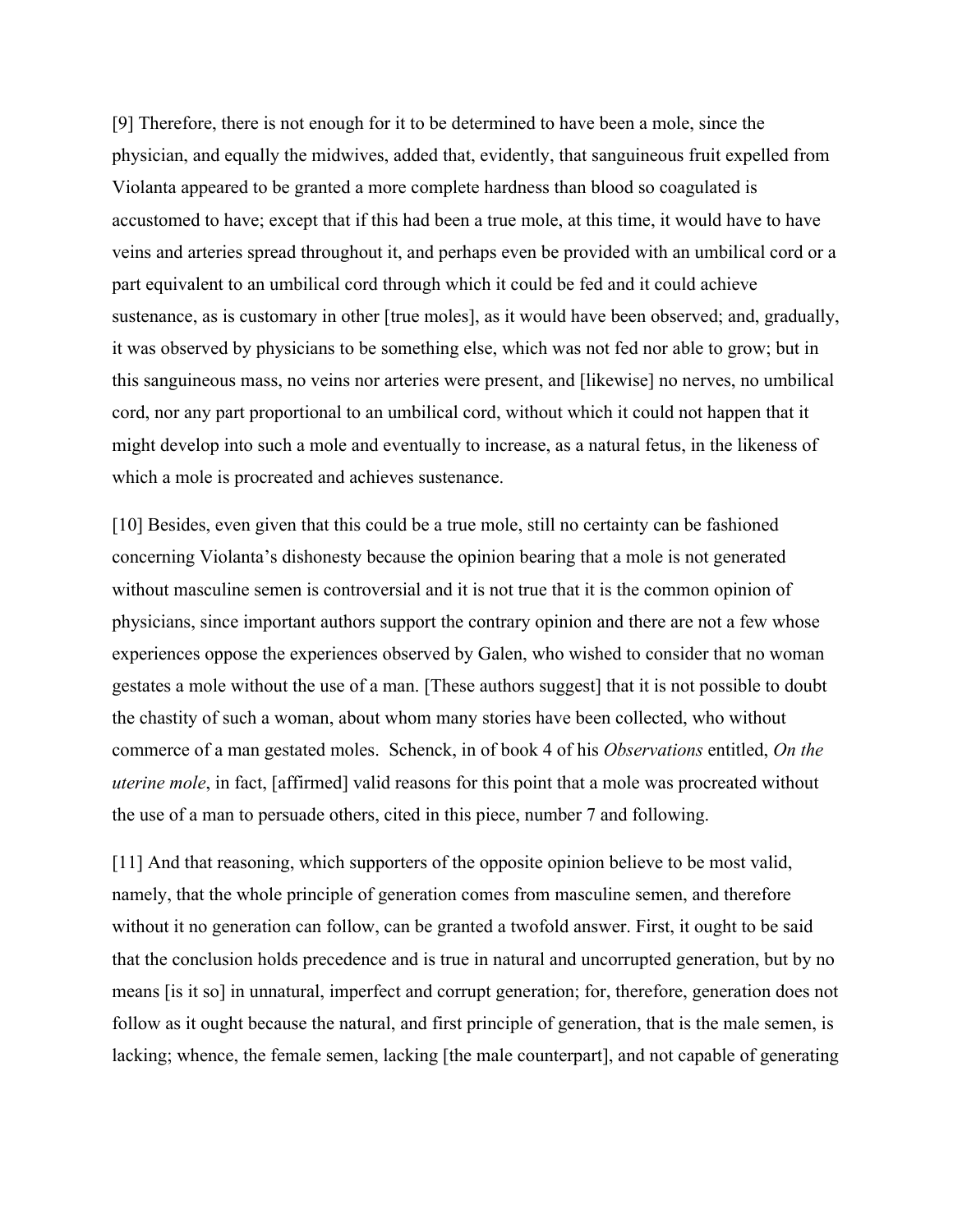[9] Therefore, there is not enough for it to be determined to have been a mole, since the physician, and equally the midwives, added that, evidently, that sanguineous fruit expelled from Violanta appeared to be granted a more complete hardness than blood so coagulated is accustomed to have; except that if this had been a true mole, at this time, it would have to have veins and arteries spread throughout it, and perhaps even be provided with an umbilical cord or a part equivalent to an umbilical cord through which it could be fed and it could achieve sustenance, as is customary in other [true moles], as it would have been observed; and, gradually, it was observed by physicians to be something else, which was not fed nor able to grow; but in this sanguineous mass, no veins nor arteries were present, and [likewise] no nerves, no umbilical cord, nor any part proportional to an umbilical cord, without which it could not happen that it might develop into such a mole and eventually to increase, as a natural fetus, in the likeness of which a mole is procreated and achieves sustenance.

[10] Besides, even given that this could be a true mole, still no certainty can be fashioned concerning Violanta's dishonesty because the opinion bearing that a mole is not generated without masculine semen is controversial and it is not true that it is the common opinion of physicians, since important authors support the contrary opinion and there are not a few whose experiences oppose the experiences observed by Galen, who wished to consider that no woman gestates a mole without the use of a man. [These authors suggest] that it is not possible to doubt the chastity of such a woman, about whom many stories have been collected, who without commerce of a man gestated moles. Schenck, in of book 4 of his *Observations* entitled, *On the uterine mole*, in fact, [affirmed] valid reasons for this point that a mole was procreated without the use of a man to persuade others, cited in this piece, number 7 and following.

[11] And that reasoning, which supporters of the opposite opinion believe to be most valid, namely, that the whole principle of generation comes from masculine semen, and therefore without it no generation can follow, can be granted a twofold answer. First, it ought to be said that the conclusion holds precedence and is true in natural and uncorrupted generation, but by no means [is it so] in unnatural, imperfect and corrupt generation; for, therefore, generation does not follow as it ought because the natural, and first principle of generation, that is the male semen, is lacking; whence, the female semen, lacking [the male counterpart], and not capable of generating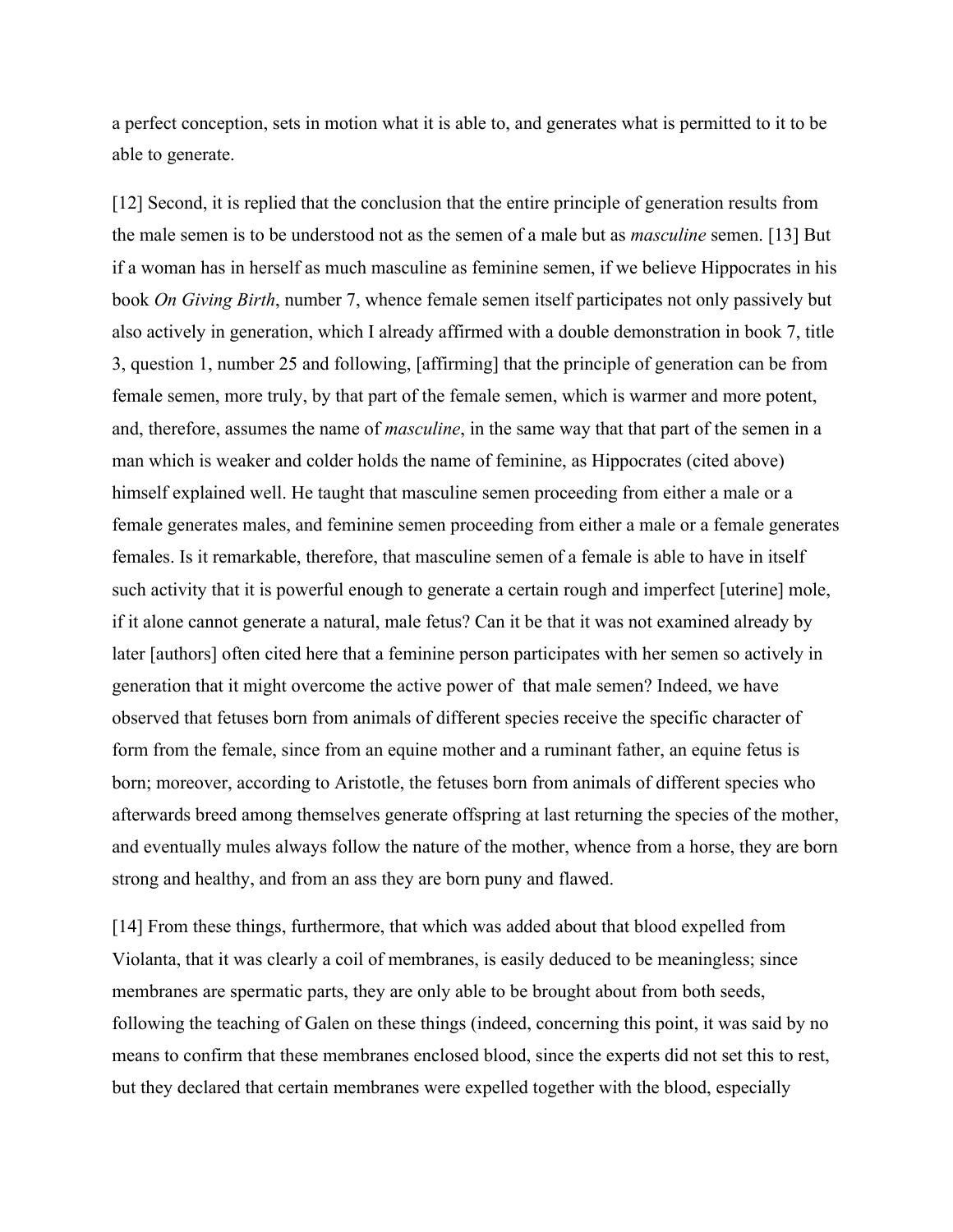a perfect conception, sets in motion what it is able to, and generates what is permitted to it to be able to generate.

[12] Second, it is replied that the conclusion that the entire principle of generation results from the male semen is to be understood not as the semen of a male but as *masculine* semen. [13] But if a woman has in herself as much masculine as feminine semen, if we believe Hippocrates in his book *On Giving Birth*, number 7, whence female semen itself participates not only passively but also actively in generation, which I already affirmed with a double demonstration in book 7, title 3, question 1, number 25 and following, [affirming] that the principle of generation can be from female semen, more truly, by that part of the female semen, which is warmer and more potent, and, therefore, assumes the name of *masculine*, in the same way that that part of the semen in a man which is weaker and colder holds the name of feminine, as Hippocrates (cited above) himself explained well. He taught that masculine semen proceeding from either a male or a female generates males, and feminine semen proceeding from either a male or a female generates females. Is it remarkable, therefore, that masculine semen of a female is able to have in itself such activity that it is powerful enough to generate a certain rough and imperfect [uterine] mole, if it alone cannot generate a natural, male fetus? Can it be that it was not examined already by later [authors] often cited here that a feminine person participates with her semen so actively in generation that it might overcome the active power of that male semen? Indeed, we have observed that fetuses born from animals of different species receive the specific character of form from the female, since from an equine mother and a ruminant father, an equine fetus is born; moreover, according to Aristotle, the fetuses born from animals of different species who afterwards breed among themselves generate offspring at last returning the species of the mother, and eventually mules always follow the nature of the mother, whence from a horse, they are born strong and healthy, and from an ass they are born puny and flawed.

[14] From these things, furthermore, that which was added about that blood expelled from Violanta, that it was clearly a coil of membranes, is easily deduced to be meaningless; since membranes are spermatic parts, they are only able to be brought about from both seeds, following the teaching of Galen on these things (indeed, concerning this point, it was said by no means to confirm that these membranes enclosed blood, since the experts did not set this to rest, but they declared that certain membranes were expelled together with the blood, especially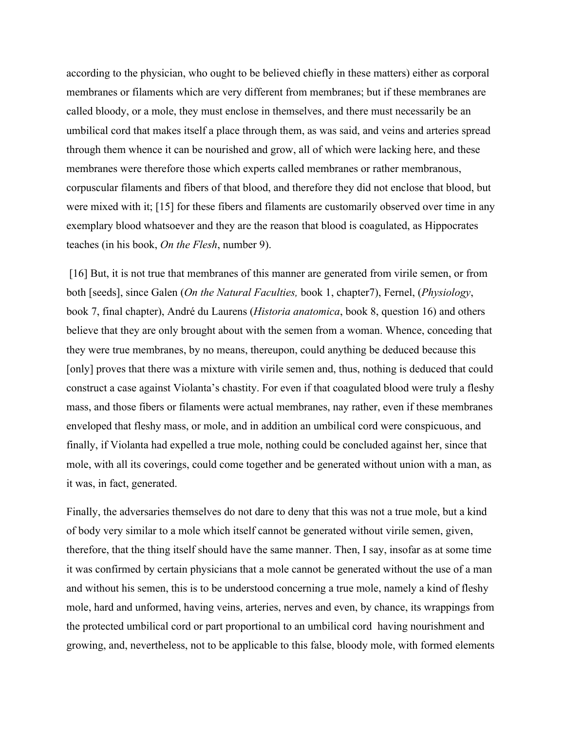according to the physician, who ought to be believed chiefly in these matters) either as corporal membranes or filaments which are very different from membranes; but if these membranes are called bloody, or a mole, they must enclose in themselves, and there must necessarily be an umbilical cord that makes itself a place through them, as was said, and veins and arteries spread through them whence it can be nourished and grow, all of which were lacking here, and these membranes were therefore those which experts called membranes or rather membranous, corpuscular filaments and fibers of that blood, and therefore they did not enclose that blood, but were mixed with it; [15] for these fibers and filaments are customarily observed over time in any exemplary blood whatsoever and they are the reason that blood is coagulated, as Hippocrates teaches (in his book, *On the Flesh*, number 9).

[16] But, it is not true that membranes of this manner are generated from virile semen, or from both [seeds], since Galen (*On the Natural Faculties,* book 1, chapter7), Fernel, (*Physiology*, book 7, final chapter), André du Laurens (*Historia anatomica*, book 8, question 16) and others believe that they are only brought about with the semen from a woman. Whence, conceding that they were true membranes, by no means, thereupon, could anything be deduced because this [only] proves that there was a mixture with virile semen and, thus, nothing is deduced that could construct a case against Violanta's chastity. For even if that coagulated blood were truly a fleshy mass, and those fibers or filaments were actual membranes, nay rather, even if these membranes enveloped that fleshy mass, or mole, and in addition an umbilical cord were conspicuous, and finally, if Violanta had expelled a true mole, nothing could be concluded against her, since that mole, with all its coverings, could come together and be generated without union with a man, as it was, in fact, generated.

Finally, the adversaries themselves do not dare to deny that this was not a true mole, but a kind of body very similar to a mole which itself cannot be generated without virile semen, given, therefore, that the thing itself should have the same manner. Then, I say, insofar as at some time it was confirmed by certain physicians that a mole cannot be generated without the use of a man and without his semen, this is to be understood concerning a true mole, namely a kind of fleshy mole, hard and unformed, having veins, arteries, nerves and even, by chance, its wrappings from the protected umbilical cord or part proportional to an umbilical cord having nourishment and growing, and, nevertheless, not to be applicable to this false, bloody mole, with formed elements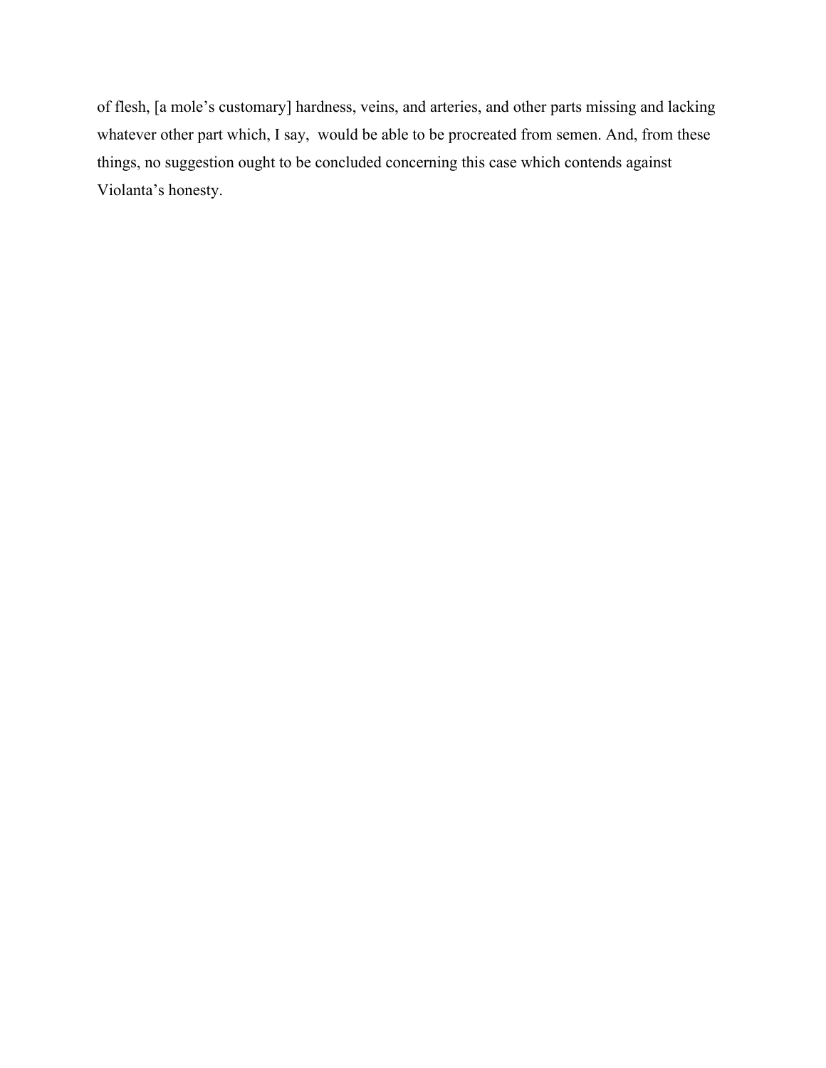of flesh, [a mole’s customary] hardness, veins, and arteries, and other parts missing and lacking whatever other part which, I say, would be able to be procreated from semen. And, from these things, no suggestion ought to be concluded concerning this case which contends against Violanta’s honesty.